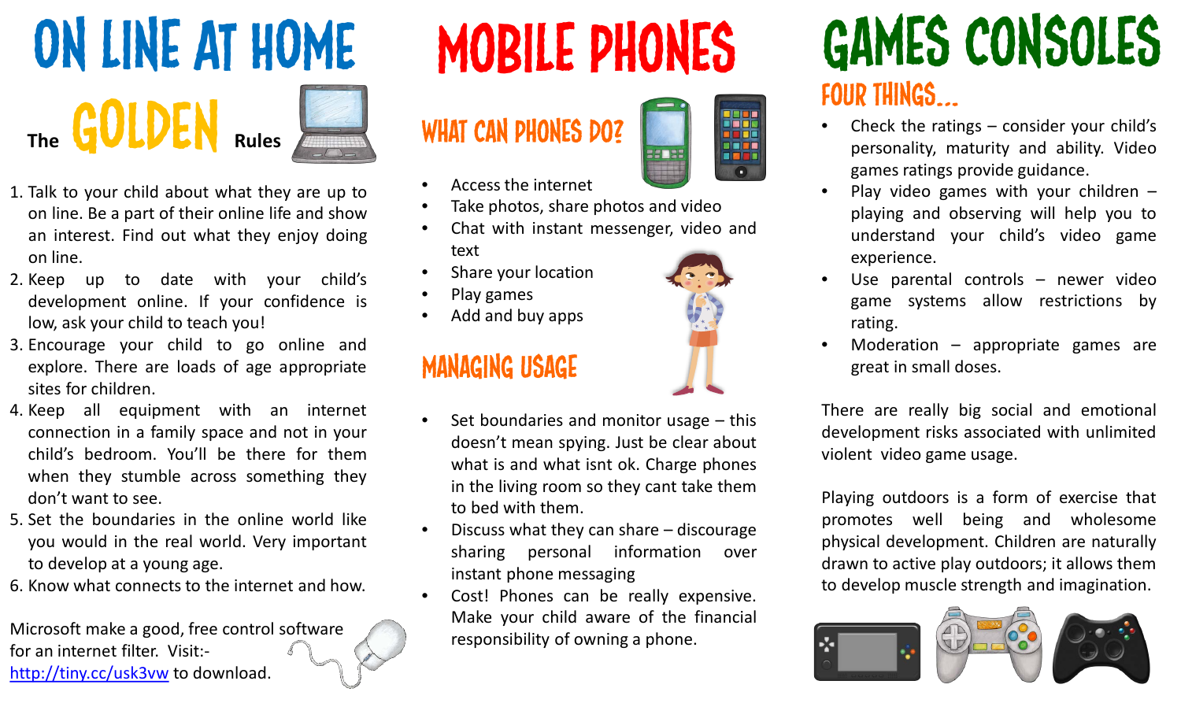# ON LINE AT HOME

## The GOLDEN Rules

1. Talk to your child about what they are up to on line. Be a part of their online life and show an interest. Find out what they enjoy doing on line.
2. Keep up to date with your child's development online. If your confidence is low, ask your child to teach you!
3. Encourage your child to go online and explore. There are loads of age appropriate sites for children.
4. Keep all equipment with an internet connection in a family space and not in your child's bedroom. You'll be there for them when they stumble across something they don't want to see.
5. Set the boundaries in the online world like you would in the real world. Very important to develop at a young age.
6. Know what connects to the internet and how.

Microsoft make a good, free control software for an internet filter. Visit:- [http://tiny.cc/usk3vw](http://tiny.cc/usk3vw) to download.

# MOBILE PHONES

## WHAT CAN PHONES DO?

- Access the internet
- Take photos, share photos and video
- Chat with instant messenger, video and text
- Share your location
- Play games
- Add and buy apps

## MANAGING USAGE

- Set boundaries and monitor usage – this doesn't mean spying. Just be clear about what is and what isnt ok. Charge phones in the living room so they cant take them to bed with them.
- Discuss what they can share – discourage sharing personal information over instant phone messaging
- Cost! Phones can be really expensive. Make your child aware of the financial responsibility of owning a phone.

# GAMES CONSOLES

## FOUR THINGS...

- Check the ratings – consider your child's personality, maturity and ability. Video games ratings provide guidance.
- Play video games with your children – playing and observing will help you to understand your child's video game experience.
- Use parental controls – newer video game systems allow restrictions by rating.
- Moderation – appropriate games are great in small doses.

There are really big social and emotional development risks associated with unlimited violent video game usage.

Playing outdoors is a form of exercise that promotes well being and wholesome physical development. Children are naturally drawn to active play outdoors; it allows them to develop muscle strength and imagination.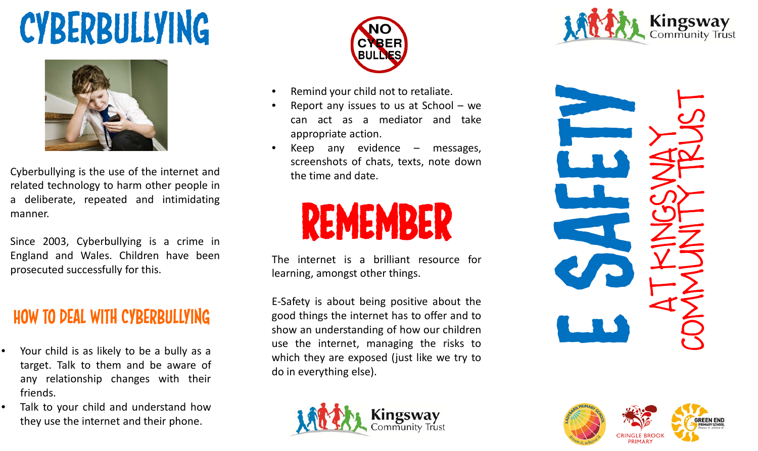# CYBERBULLYING

Cyberbullying is the use of the internet and related technology to harm other people in a deliberate, repeated and intimidating manner.

Since 2003, Cyberbullying is a crime in England and Wales. Children have been prosecuted successfully for this.

## HOW TO DEAL WITH CYBERBULLYING

- Your child is as likely to be a bully as a target. Talk to them and be aware of any relationship changes with their friends.
- Talk to your child and understand how they use the internet and their phone.
- Remind your child not to retaliate.
- Report any issues to us at School – we can act as a mediator and take appropriate action.
- Keep any evidence – messages, screenshots of chats, texts, note down the time and date.

## REMEMBER

The internet is a brilliant resource for learning, amongst other things.

E-Safety is about being positive about the good things the internet has to offer and to show an understanding of how our children use the internet, managing the risks to which they are exposed (just like we try to do in everything else).

Kingsway Community Trust

# E SAFETY

## AT KINGSWAY COMMUNITY TRUST

Kingsway Community Trust

Ladybarn Primary School · Cringle Brook Primary · Green End Primary School